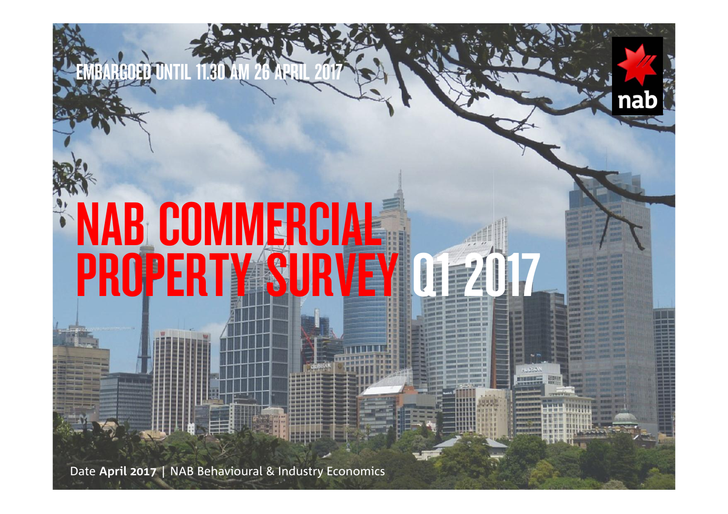EMBARGOED UNTIL 11.30 AM 26 APRIL 2017

# NAB COMMERCIAL PROPERTY SURVEY Q1 2017

Date **April 2017** | NAB Behavioural & Industry Economics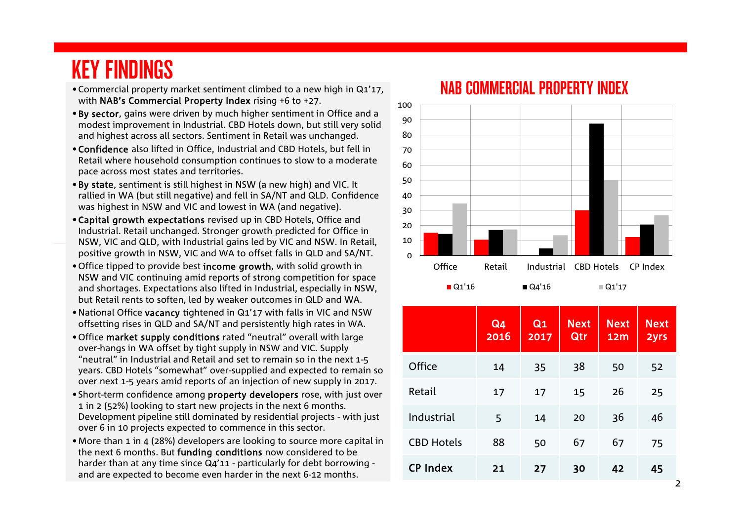# KEY FINDINGS

- Commercial property market sentiment climbed to a new high in Q1'17, with **NAB's Commercial Property Index** rising +6 to +27.
- **By sector**, gains were driven by much higher sentiment in Office and a modest improvement in Industrial. CBD Hotels down, but still very solid and highest across all sectors. Sentiment in Retail was unchanged.
- **Confidence** also lifted in Office, Industrial and CBD Hotels, but fell in Retail where household consumption continues to slow to a moderate pace across most states and territories.
- **By state**, sentiment is still highest in NSW (a new high) and VIC. It rallied in WA (but still negative) and fell in SA/NT and QLD. Confidence was highest in NSW and VIC and lowest in WA (and negative).
- **Capital growth expectations** revised up in CBD Hotels, Office and Industrial. Retail unchanged. Stronger growth predicted for Office in NSW, VIC and QLD, with Industrial gains led by VIC and NSW. In Retail, positive growth in NSW, VIC and WA to offset falls in QLD and SA/NT.
- Office tipped to provide best **income growth**, with solid growth in NSW and VIC continuing amid reports of strong competition for space and shortages. Expectations also lifted in Industrial, especially in NSW, but Retail rents to soften, led by weaker outcomes in QLD and WA.
- National Office **vacancy** tightened in Q1'17 with falls in VIC and NSW offsetting rises in QLD and SA/NT and persistently high rates in WA.
- Office **market supply conditions** rated "neutral" overall with large over-hangs in WA offset by tight supply in NSW and VIC. Supply "neutral" in Industrial and Retail and set to remain so in the next 1-5 years. CBD Hotels "somewhat" over-supplied and expected to remain so over next 1-5 years amid reports of an injection of new supply in 2017.
- Short-term confidence among **property developers** rose, with just over 1 in 2 (52%) looking to start new projects in the next 6 months. Development pipeline still dominated by residential projects - with just over 6 in 10 projects expected to commence in this sector.
- More than 1 in 4 (28%) developers are looking to source more capital in the next 6 months. But **funding conditions** now considered to be harder than at any time since Q4'11 - particularly for debt borrowing - and are expected to become even harder in the next 6-12 months.

## NAB COMMERCIAL PROPERTY INDEX

| | Q1'16 | Q4'16 | Q1'17 |
|---|---|---|---|
| Office | 15 | 14 | 35 |
| Retail | 10 | 17 | 17 |
| Industrial | 0 | 5 | 14 |
| CBD Hotels | 30 | 88 | 50 |
| CP Index | 12 | 21 | 27 |

| | Q4 2016 | Q1 2017 | Next Qtr | Next 12m | Next 2yrs |
|---|---|---|---|---|---|
| Office | 14 | 35 | 38 | 50 | 52 |
| Retail | 17 | 17 | 15 | 26 | 25 |
| Industrial | 5 | 14 | 20 | 36 | 46 |
| CBD Hotels | 88 | 50 | 67 | 67 | 75 |
| **CP Index** | **21** | **27** | **30** | **42** | **45** |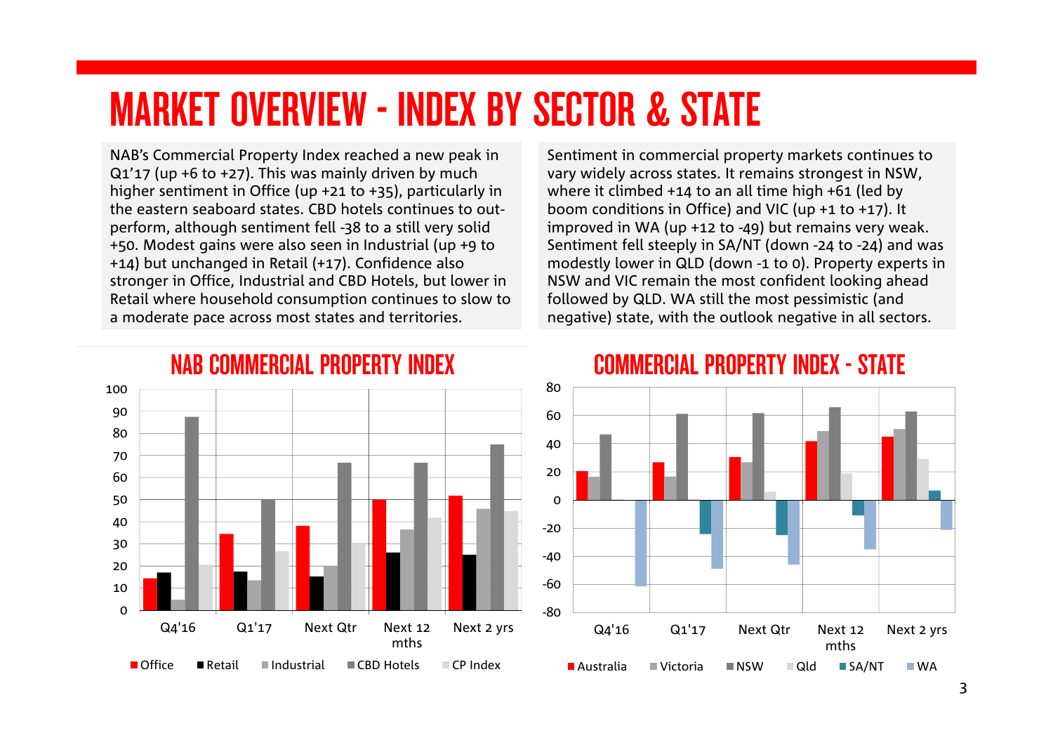# MARKET OVERVIEW - INDEX BY SECTOR & STATE

NAB's Commercial Property Index reached a new peak in Q1'17 (up +6 to +27). This was mainly driven by much higher sentiment in Office (up +21 to +35), particularly in the eastern seaboard states. CBD hotels continues to out-perform, although sentiment fell -38 to a still very solid +50. Modest gains were also seen in Industrial (up +9 to +14) but unchanged in Retail (+17). Confidence also stronger in Office, Industrial and CBD Hotels, but lower in Retail where household consumption continues to slow to a moderate pace across most states and territories.

Sentiment in commercial property markets continues to vary widely across states. It remains strongest in NSW, where it climbed +14 to an all time high +61 (led by boom conditions in Office) and VIC (up +1 to +17). It improved in WA (up +12 to -49) but remains very weak. Sentiment fell steeply in SA/NT (down -24 to -24) and was modestly lower in QLD (down -1 to 0). Property experts in NSW and VIC remain the most confident looking ahead followed by QLD. WA still the most pessimistic (and negative) state, with the outlook negative in all sectors.

## NAB COMMERCIAL PROPERTY INDEX

Series: Office, Retail, Industrial, CBD Hotels, CP Index. Categories: Q4'16, Q1'17, Next Qtr, Next 12 mths, Next 2 yrs.

## COMMERCIAL PROPERTY INDEX - STATE

Series: Australia, Victoria, NSW, Qld, SA/NT, WA. Categories: Q4'16, Q1'17, Next Qtr, Next 12 mths, Next 2 yrs.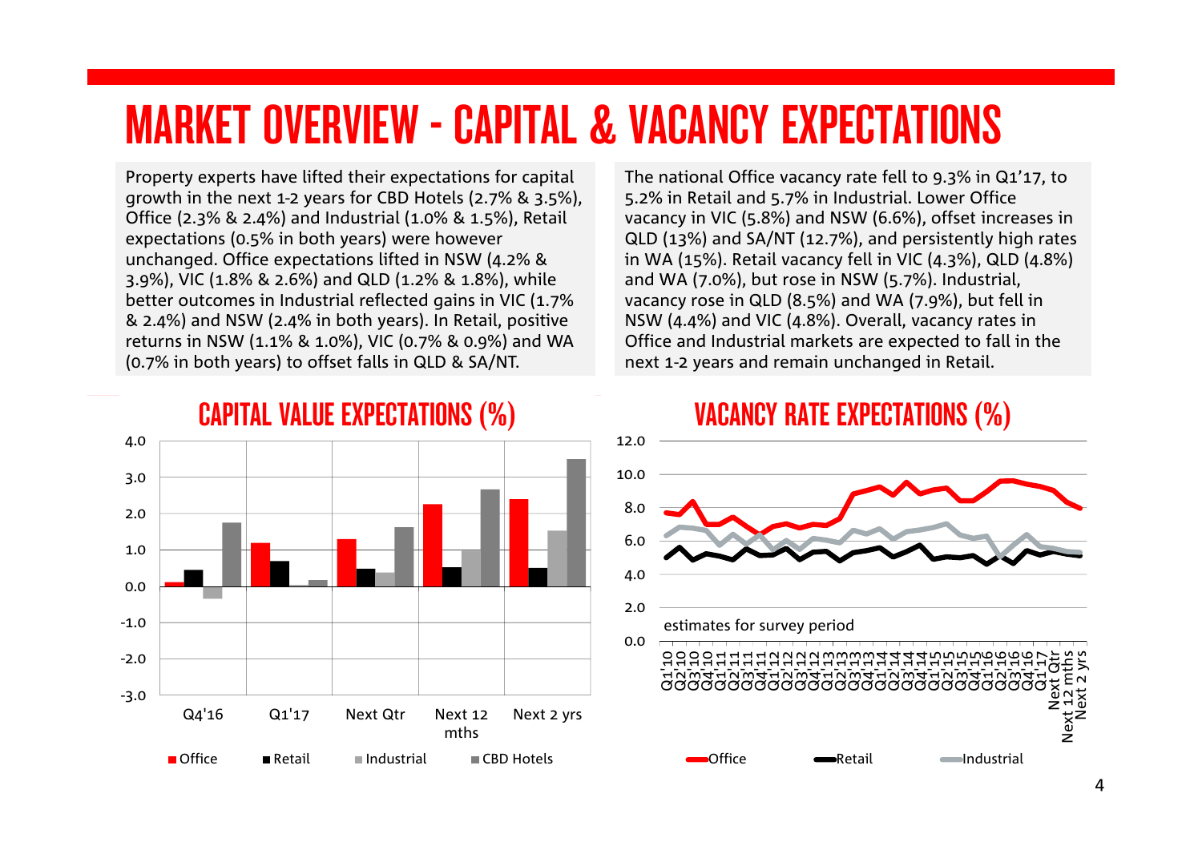# MARKET OVERVIEW - CAPITAL & VACANCY EXPECTATIONS

Property experts have lifted their expectations for capital growth in the next 1-2 years for CBD Hotels (2.7% & 3.5%), Office (2.3% & 2.4%) and Industrial (1.0% & 1.5%), Retail expectations (0.5% in both years) were however unchanged. Office expectations lifted in NSW (4.2% & 3.9%), VIC (1.8% & 2.6%) and QLD (1.2% & 1.8%), while better outcomes in Industrial reflected gains in VIC (1.7% & 2.4%) and NSW (2.4% in both years). In Retail, positive returns in NSW (1.1% & 1.0%), VIC (0.7% & 0.9%) and WA (0.7% in both years) to offset falls in QLD & SA/NT.

The national Office vacancy rate fell to 9.3% in Q1'17, to 5.2% in Retail and 5.7% in Industrial. Lower Office vacancy in VIC (5.8%) and NSW (6.6%), offset increases in QLD (13%) and SA/NT (12.7%), and persistently high rates in WA (15%). Retail vacancy fell in VIC (4.3%), QLD (4.8%) and WA (7.0%), but rose in NSW (5.7%). Industrial, vacancy rose in QLD (8.5%) and WA (7.9%), but fell in NSW (4.4%) and VIC (4.8%). Overall, vacancy rates in Office and Industrial markets are expected to fall in the next 1-2 years and remain unchanged in Retail.

## CAPITAL VALUE EXPECTATIONS (%)

## VACANCY RATE EXPECTATIONS (%)

estimates for survey period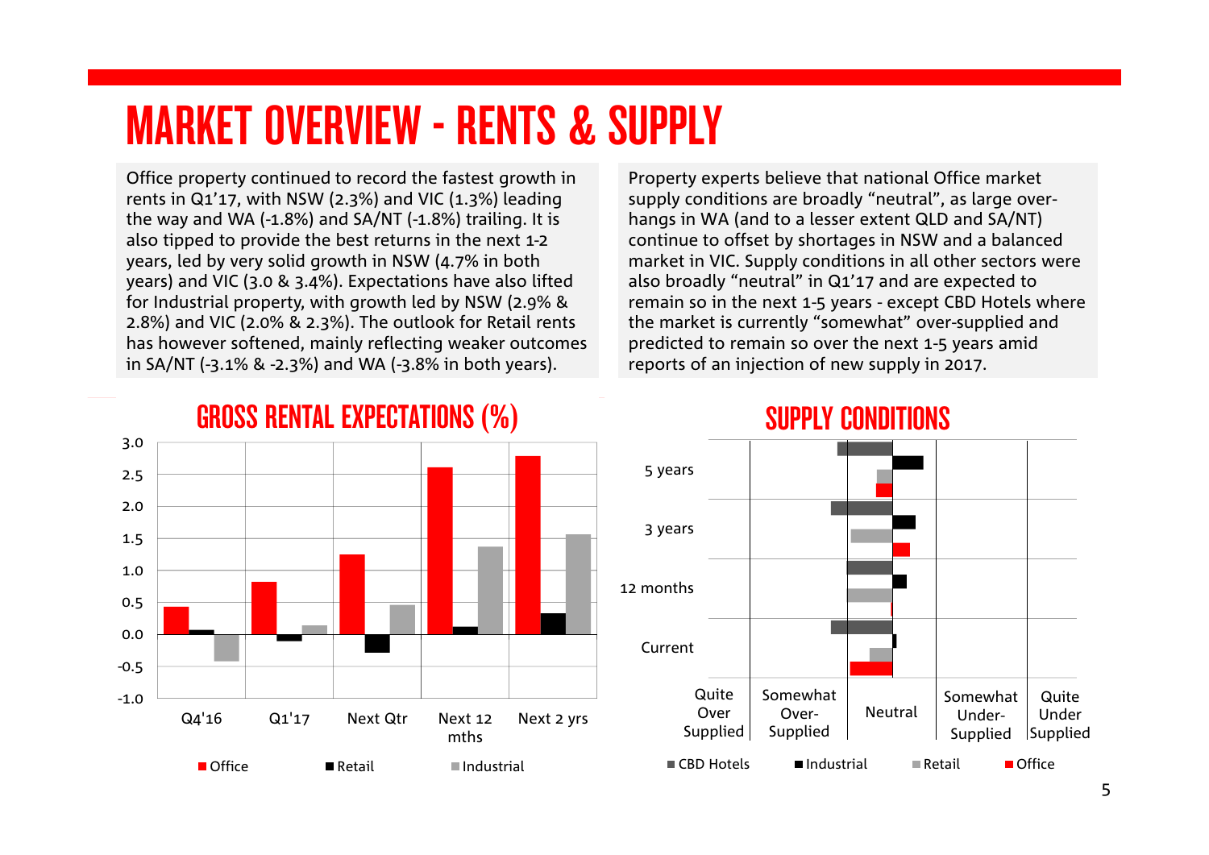# MARKET OVERVIEW - RENTS & SUPPLY

Office property continued to record the fastest growth in rents in Q1'17, with NSW (2.3%) and VIC (1.3%) leading the way and WA (-1.8%) and SA/NT (-1.8%) trailing. It is also tipped to provide the best returns in the next 1-2 years, led by very solid growth in NSW (4.7% in both years) and VIC (3.0 & 3.4%). Expectations have also lifted for Industrial property, with growth led by NSW (2.9% & 2.8%) and VIC (2.0% & 2.3%). The outlook for Retail rents has however softened, mainly reflecting weaker outcomes in SA/NT (-3.1% & -2.3%) and WA (-3.8% in both years).

Property experts believe that national Office market supply conditions are broadly "neutral", as large over-hangs in WA (and to a lesser extent QLD and SA/NT) continue to offset by shortages in NSW and a balanced market in VIC. Supply conditions in all other sectors were also broadly "neutral" in Q1'17 and are expected to remain so in the next 1-5 years - except CBD Hotels where the market is currently "somewhat" over-supplied and predicted to remain so over the next 1-5 years amid reports of an injection of new supply in 2017.

## GROSS RENTAL EXPECTATIONS (%)

## SUPPLY CONDITIONS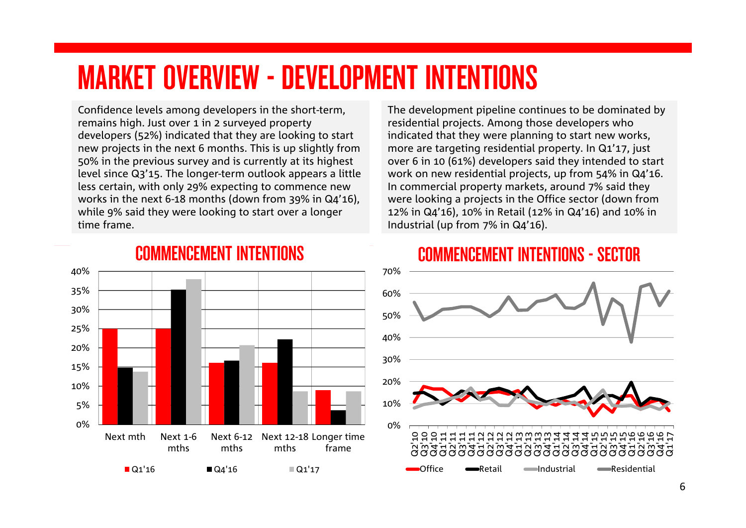# MARKET OVERVIEW - DEVELOPMENT INTENTIONS

Confidence levels among developers in the short-term, remains high. Just over 1 in 2 surveyed property developers (52%) indicated that they are looking to start new projects in the next 6 months. This is up slightly from 50% in the previous survey and is currently at its highest level since Q3'15. The longer-term outlook appears a little less certain, with only 29% expecting to commence new works in the next 6-18 months (down from 39% in Q4'16), while 9% said they were looking to start over a longer time frame.

The development pipeline continues to be dominated by residential projects. Among those developers who indicated that they were planning to start new works, more are targeting residential property. In Q1'17, just over 6 in 10 (61%) developers said they intended to start work on new residential projects, up from 54% in Q4'16. In commercial property markets, around 7% said they were looking a projects in the Office sector (down from 12% in Q4'16), 10% in Retail (12% in Q4'16) and 10% in Industrial (up from 7% in Q4'16).

## COMMENCEMENT INTENTIONS

## COMMENCEMENT INTENTIONS - SECTOR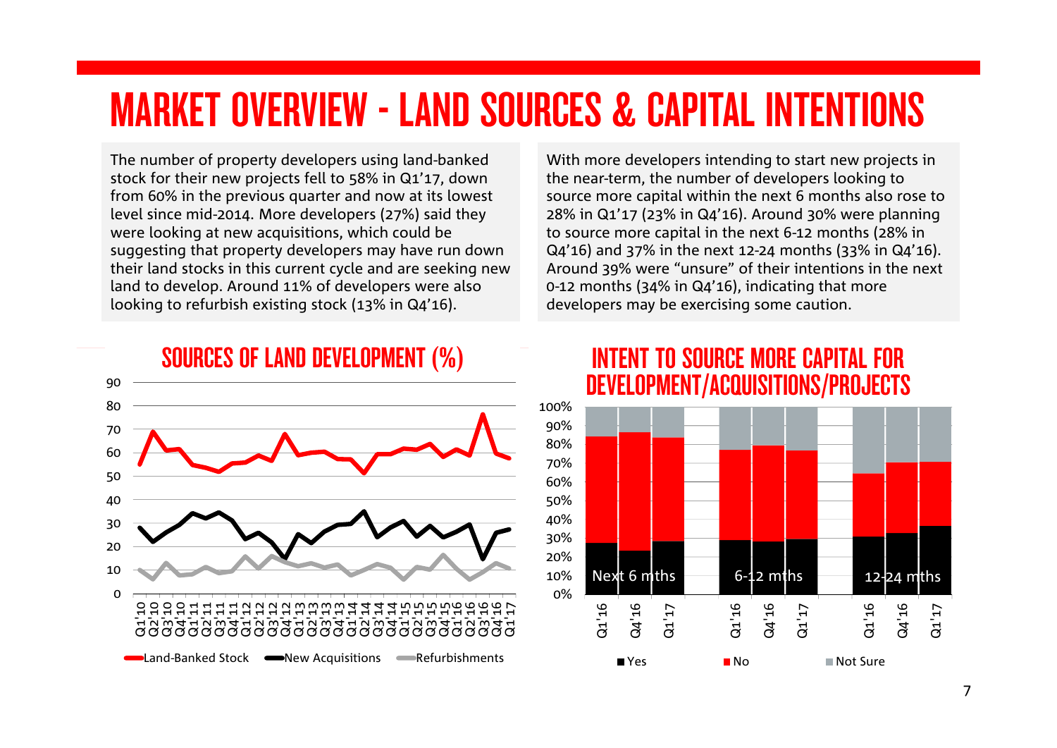# MARKET OVERVIEW - LAND SOURCES & CAPITAL INTENTIONS

The number of property developers using land-banked stock for their new projects fell to 58% in Q1'17, down from 60% in the previous quarter and now at its lowest level since mid-2014. More developers (27%) said they were looking at new acquisitions, which could be suggesting that property developers may have run down their land stocks in this current cycle and are seeking new land to develop. Around 11% of developers were also looking to refurbish existing stock (13% in Q4'16).

With more developers intending to start new projects in the near-term, the number of developers looking to source more capital within the next 6 months also rose to 28% in Q1'17 (23% in Q4'16). Around 30% were planning to source more capital in the next 6-12 months (28% in Q4'16) and 37% in the next 12-24 months (33% in Q4'16). Around 39% were "unsure" of their intentions in the next 0-12 months (34% in Q4'16), indicating that more developers may be exercising some caution.

## SOURCES OF LAND DEVELOPMENT (%)

Legend: Land-Banked Stock, New Acquisitions, Refurbishments

## INTENT TO SOURCE MORE CAPITAL FOR DEVELOPMENT/ACQUISITIONS/PROJECTS

Legend: Yes, No, Not Sure

Groups: Next 6 mths, 6-12 mths, 12-24 mths (Q1'16, Q4'16, Q1'17)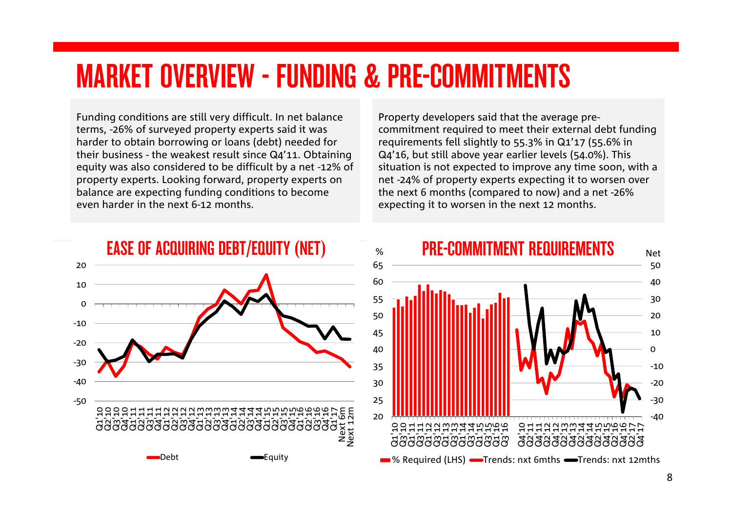# MARKET OVERVIEW - FUNDING & PRE-COMMITMENTS

Funding conditions are still very difficult. In net balance terms, -26% of surveyed property experts said it was harder to obtain borrowing or loans (debt) needed for their business - the weakest result since Q4'11. Obtaining equity was also considered to be difficult by a net -12% of property experts. Looking forward, property experts on balance are expecting funding conditions to become even harder in the next 6-12 months.

Property developers said that the average pre-commitment required to meet their external debt funding requirements fell slightly to 55.3% in Q1'17 (55.6% in Q4'16, but still above year earlier levels (54.0%). This situation is not expected to improve any time soon, with a net -24% of property experts expecting it to worsen over the next 6 months (compared to now) and a net -26% expecting it to worsen in the next 12 months.

## EASE OF ACQUIRING DEBT/EQUITY (NET)

## PRE-COMMITMENT REQUIREMENTS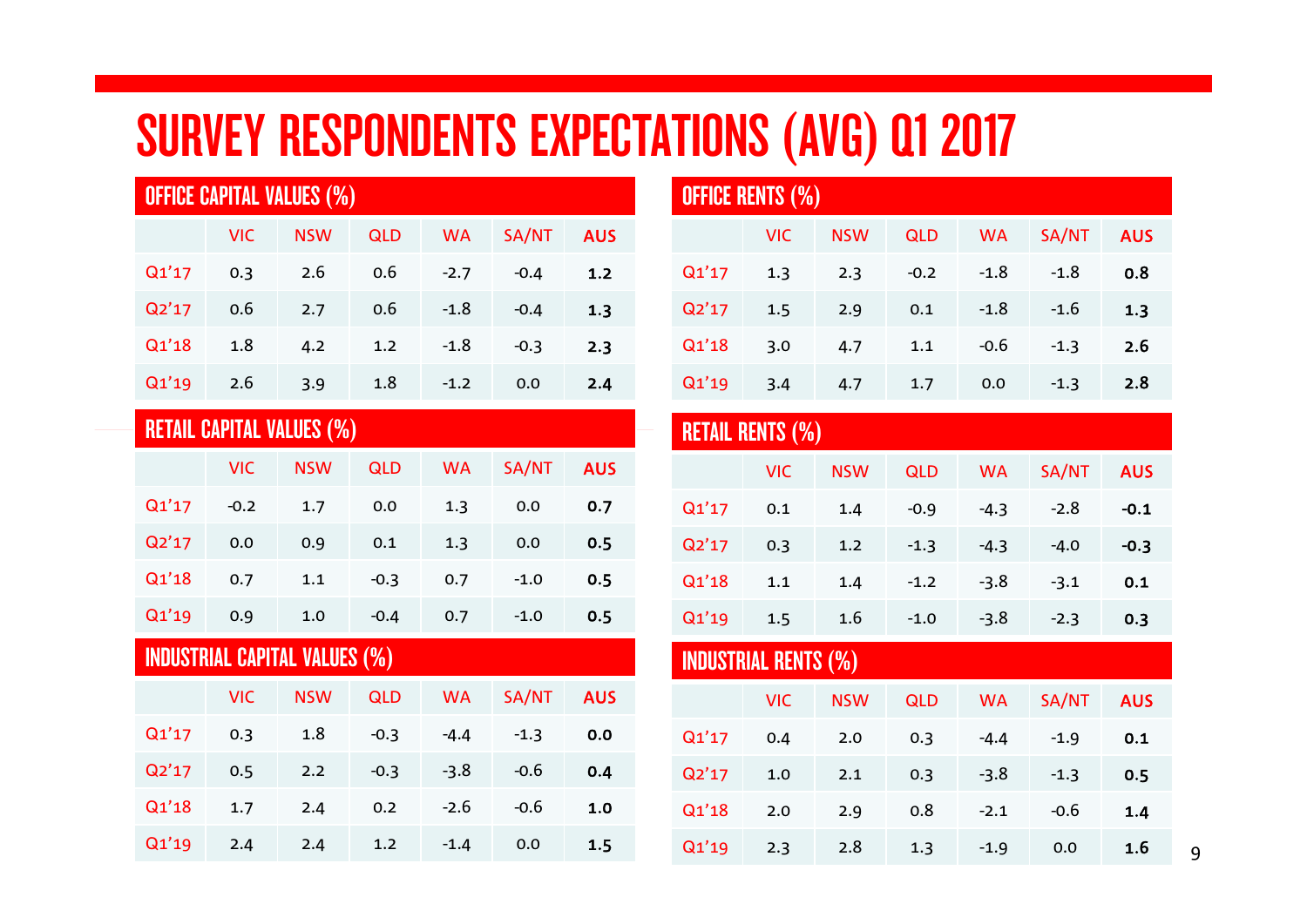# SURVEY RESPONDENTS EXPECTATIONS (AVG) Q1 2017

## OFFICE CAPITAL VALUES (%)

| | VIC | NSW | QLD | WA | SA/NT | AUS |
|---|---|---|---|---|---|---|
| Q1'17 | 0.3 | 2.6 | 0.6 | -2.7 | -0.4 | **1.2** |
| Q2'17 | 0.6 | 2.7 | 0.6 | -1.8 | -0.4 | **1.3** |
| Q1'18 | 1.8 | 4.2 | 1.2 | -1.8 | -0.3 | **2.3** |
| Q1'19 | 2.6 | 3.9 | 1.8 | -1.2 | 0.0 | **2.4** |

## RETAIL CAPITAL VALUES (%)

| | VIC | NSW | QLD | WA | SA/NT | AUS |
|---|---|---|---|---|---|---|
| Q1'17 | -0.2 | 1.7 | 0.0 | 1.3 | 0.0 | **0.7** |
| Q2'17 | 0.0 | 0.9 | 0.1 | 1.3 | 0.0 | **0.5** |
| Q1'18 | 0.7 | 1.1 | -0.3 | 0.7 | -1.0 | **0.5** |
| Q1'19 | 0.9 | 1.0 | -0.4 | 0.7 | -1.0 | **0.5** |

## INDUSTRIAL CAPITAL VALUES (%)

| | VIC | NSW | QLD | WA | SA/NT | AUS |
|---|---|---|---|---|---|---|
| Q1'17 | 0.3 | 1.8 | -0.3 | -4.4 | -1.3 | **0.0** |
| Q2'17 | 0.5 | 2.2 | -0.3 | -3.8 | -0.6 | **0.4** |
| Q1'18 | 1.7 | 2.4 | 0.2 | -2.6 | -0.6 | **1.0** |
| Q1'19 | 2.4 | 2.4 | 1.2 | -1.4 | 0.0 | **1.5** |

## OFFICE RENTS (%)

| | VIC | NSW | QLD | WA | SA/NT | AUS |
|---|---|---|---|---|---|---|
| Q1'17 | 1.3 | 2.3 | -0.2 | -1.8 | -1.8 | **0.8** |
| Q2'17 | 1.5 | 2.9 | 0.1 | -1.8 | -1.6 | **1.3** |
| Q1'18 | 3.0 | 4.7 | 1.1 | -0.6 | -1.3 | **2.6** |
| Q1'19 | 3.4 | 4.7 | 1.7 | 0.0 | -1.3 | **2.8** |

## RETAIL RENTS (%)

| | VIC | NSW | QLD | WA | SA/NT | AUS |
|---|---|---|---|---|---|---|
| Q1'17 | 0.1 | 1.4 | -0.9 | -4.3 | -2.8 | **-0.1** |
| Q2'17 | 0.3 | 1.2 | -1.3 | -4.3 | -4.0 | **-0.3** |
| Q1'18 | 1.1 | 1.4 | -1.2 | -3.8 | -3.1 | **0.1** |
| Q1'19 | 1.5 | 1.6 | -1.0 | -3.8 | -2.3 | **0.3** |

## INDUSTRIAL RENTS (%)

| | VIC | NSW | QLD | WA | SA/NT | AUS |
|---|---|---|---|---|---|---|
| Q1'17 | 0.4 | 2.0 | 0.3 | -4.4 | -1.9 | **0.1** |
| Q2'17 | 1.0 | 2.1 | 0.3 | -3.8 | -1.3 | **0.5** |
| Q1'18 | 2.0 | 2.9 | 0.8 | -2.1 | -0.6 | **1.4** |
| Q1'19 | 2.3 | 2.8 | 1.3 | -1.9 | 0.0 | **1.6** |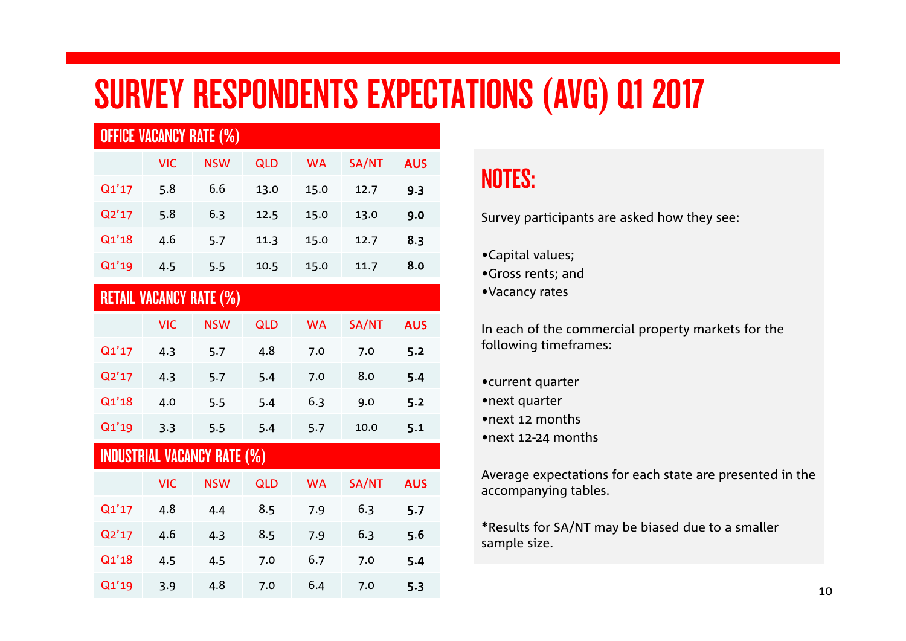# SURVEY RESPONDENTS EXPECTATIONS (AVG) Q1 2017

## OFFICE VACANCY RATE (%)

| | VIC | NSW | QLD | WA | SA/NT | AUS |
|---|---|---|---|---|---|---|
| Q1'17 | 5.8 | 6.6 | 13.0 | 15.0 | 12.7 | **9.3** |
| Q2'17 | 5.8 | 6.3 | 12.5 | 15.0 | 13.0 | **9.0** |
| Q1'18 | 4.6 | 5.7 | 11.3 | 15.0 | 12.7 | **8.3** |
| Q1'19 | 4.5 | 5.5 | 10.5 | 15.0 | 11.7 | **8.0** |

## RETAIL VACANCY RATE (%)

| | VIC | NSW | QLD | WA | SA/NT | AUS |
|---|---|---|---|---|---|---|
| Q1'17 | 4.3 | 5.7 | 4.8 | 7.0 | 7.0 | **5.2** |
| Q2'17 | 4.3 | 5.7 | 5.4 | 7.0 | 8.0 | **5.4** |
| Q1'18 | 4.0 | 5.5 | 5.4 | 6.3 | 9.0 | **5.2** |
| Q1'19 | 3.3 | 5.5 | 5.4 | 5.7 | 10.0 | **5.1** |

## INDUSTRIAL VACANCY RATE (%)

| | VIC | NSW | QLD | WA | SA/NT | AUS |
|---|---|---|---|---|---|---|
| Q1'17 | 4.8 | 4.4 | 8.5 | 7.9 | 6.3 | **5.7** |
| Q2'17 | 4.6 | 4.3 | 8.5 | 7.9 | 6.3 | **5.6** |
| Q1'18 | 4.5 | 4.5 | 7.0 | 6.7 | 7.0 | **5.4** |
| Q1'19 | 3.9 | 4.8 | 7.0 | 6.4 | 7.0 | **5.3** |

## NOTES:

Survey participants are asked how they see:

- Capital values;
- Gross rents; and
- Vacancy rates

In each of the commercial property markets for the following timeframes:

- current quarter
- next quarter
- next 12 months
- next 12-24 months

Average expectations for each state are presented in the accompanying tables.

*Results for SA/NT may be biased due to a smaller sample size.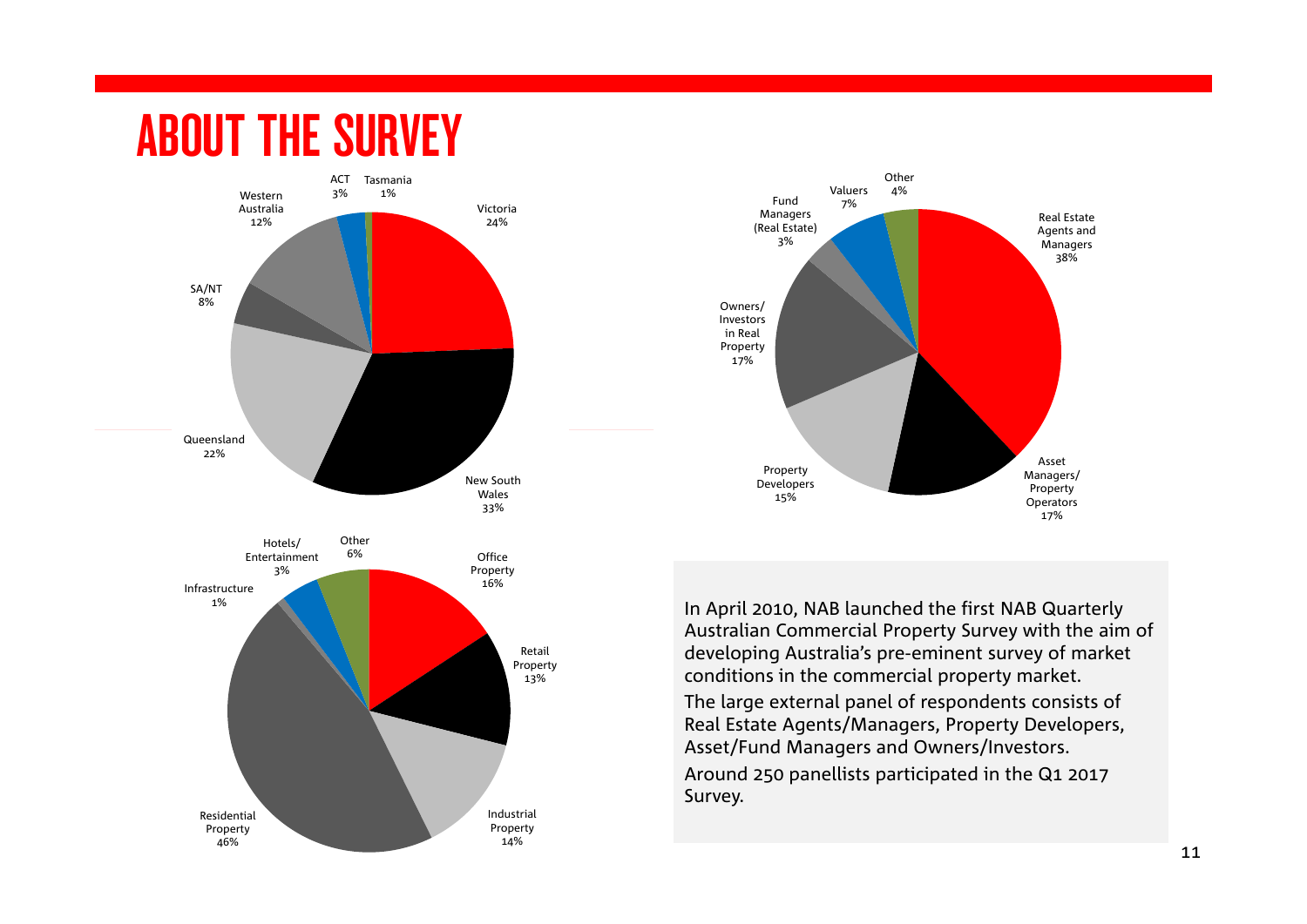# ABOUT THE SURVEY

| State | Share |
| --- | --- |
| Victoria | 24% |
| New South Wales | 33% |
| Queensland | 22% |
| SA/NT | 8% |
| Western Australia | 12% |
| ACT | 3% |
| Tasmania | 1% |

| Respondent type | Share |
| --- | --- |
| Real Estate Agents and Managers | 38% |
| Asset Managers/ Property Operators | 17% |
| Property Developers | 15% |
| Owners/ Investors in Real Property | 17% |
| Fund Managers (Real Estate) | 3% |
| Valuers | 7% |
| Other | 4% |

| Property sector | Share |
| --- | --- |
| Office Property | 16% |
| Retail Property | 13% |
| Industrial Property | 14% |
| Residential Property | 46% |
| Infrastructure | 1% |
| Hotels/ Entertainment | 3% |
| Other | 6% |

In April 2010, NAB launched the first NAB Quarterly Australian Commercial Property Survey with the aim of developing Australia's pre-eminent survey of market conditions in the commercial property market.

The large external panel of respondents consists of Real Estate Agents/Managers, Property Developers, Asset/Fund Managers and Owners/Investors.

Around 250 panellists participated in the Q1 2017 Survey.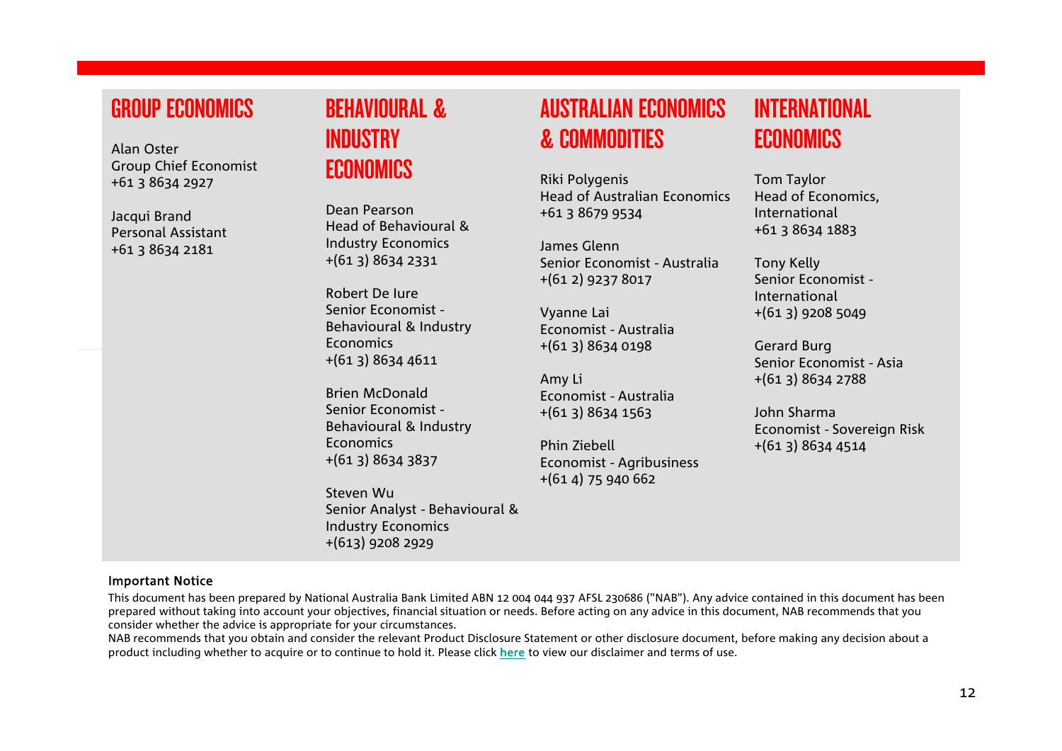## GROUP ECONOMICS

Alan Oster
Group Chief Economist
+61 3 8634 2927

Jacqui Brand
Personal Assistant
+61 3 8634 2181

## BEHAVIOURAL & INDUSTRY ECONOMICS

Dean Pearson
Head of Behavioural & Industry Economics
+(61 3) 8634 2331

Robert De Iure
Senior Economist - Behavioural & Industry Economics
+(61 3) 8634 4611

Brien McDonald
Senior Economist - Behavioural & Industry Economics
+(61 3) 8634 3837

Steven Wu
Senior Analyst - Behavioural & Industry Economics
+(613) 9208 2929

## AUSTRALIAN ECONOMICS & COMMODITIES

Riki Polygenis
Head of Australian Economics
+61 3 8679 9534

James Glenn
Senior Economist - Australia
+(61 2) 9237 8017

Vyanne Lai
Economist - Australia
+(61 3) 8634 0198

Amy Li
Economist - Australia
+(61 3) 8634 1563

Phin Ziebell
Economist - Agribusiness
+(61 4) 75 940 662

## INTERNATIONAL ECONOMICS

Tom Taylor
Head of Economics, International
+61 3 8634 1883

Tony Kelly
Senior Economist - International
+(61 3) 9208 5049

Gerard Burg
Senior Economist - Asia
+(61 3) 8634 2788

John Sharma
Economist - Sovereign Risk
+(61 3) 8634 4514

**Important Notice**

This document has been prepared by National Australia Bank Limited ABN 12 004 044 937 AFSL 230686 ("NAB"). Any advice contained in this document has been prepared without taking into account your objectives, financial situation or needs. Before acting on any advice in this document, NAB recommends that you consider whether the advice is appropriate for your circumstances.
NAB recommends that you obtain and consider the relevant Product Disclosure Statement or other disclosure document, before making any decision about a product including whether to acquire or to continue to hold it. Please click **here** to view our disclaimer and terms of use.